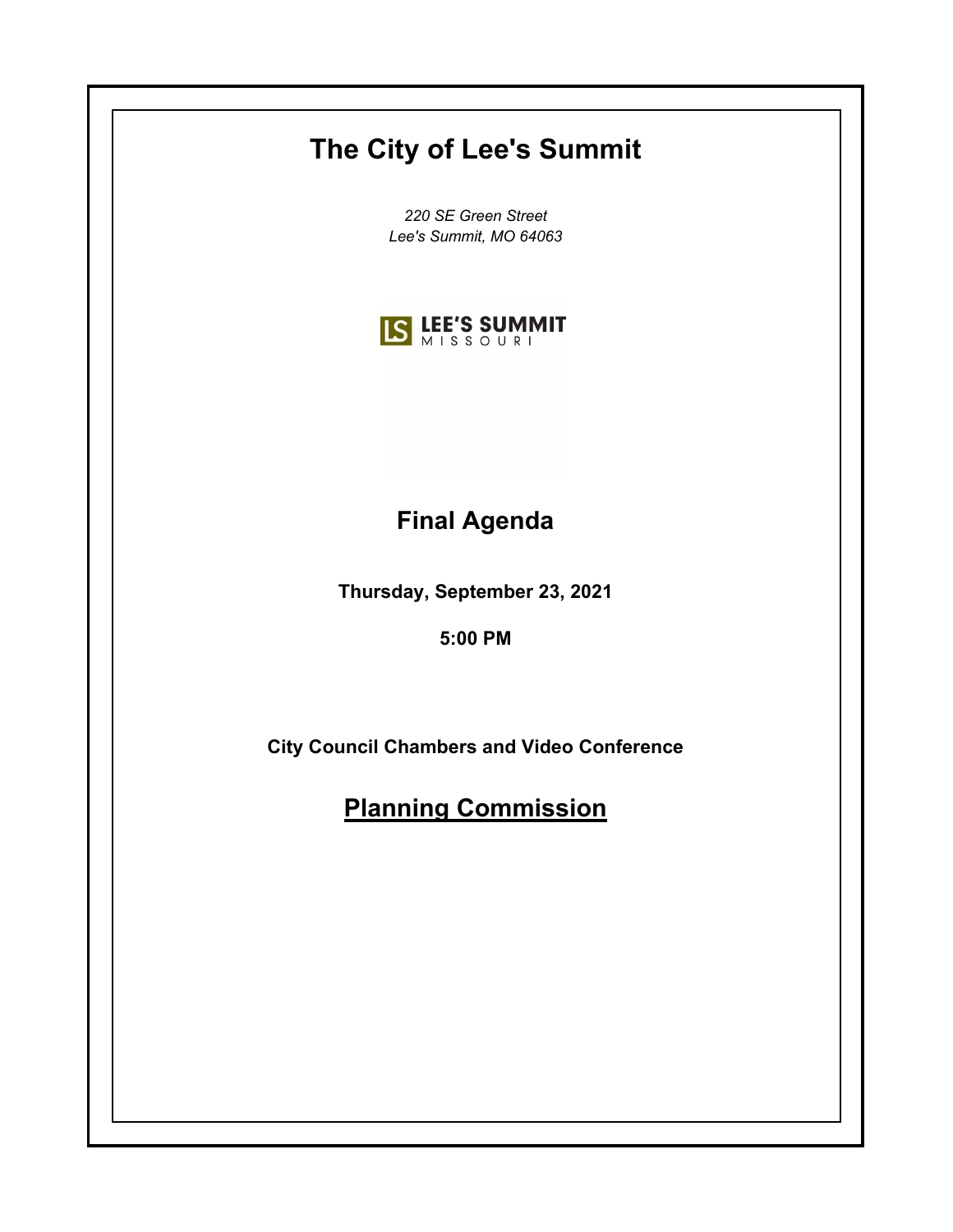# The City of Lee's Summit

*220 SE Green Street*
*Lee's Summit, MO 64063*

LEE'S SUMMIT
MISSOURI

## Final Agenda

**Thursday, September 23, 2021**

**5:00 PM**

**City Council Chambers and Video Conference**

## Planning Commission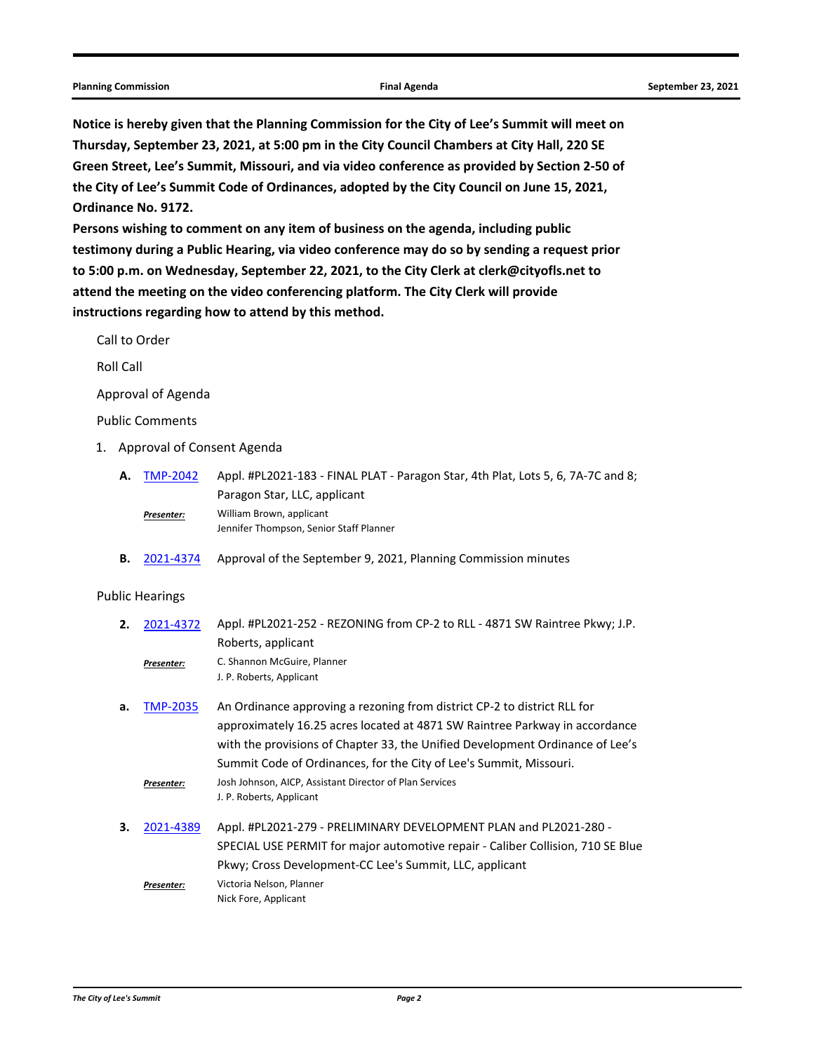**Notice is hereby given that the Planning Commission for the City of Lee's Summit will meet on Thursday, September 23, 2021, at 5:00 pm in the City Council Chambers at City Hall, 220 SE Green Street, Lee's Summit, Missouri, and via video conference as provided by Section 2-50 of the City of Lee's Summit Code of Ordinances, adopted by the City Council on June 15, 2021, Ordinance No. 9172.**

**Persons wishing to comment on any item of business on the agenda, including public testimony during a Public Hearing, via video conference may do so by sending a request prior to 5:00 p.m. on Wednesday, September 22, 2021, to the City Clerk at clerk@cityofls.net to attend the meeting on the video conferencing platform. The City Clerk will provide instructions regarding how to attend by this method.**

Call to Order

Roll Call

Approval of Agenda

Public Comments

1. Approval of Consent Agenda

**A.** TMP-2042 — Appl. #PL2021-183 - FINAL PLAT - Paragon Star, 4th Plat, Lots 5, 6, 7A-7C and 8; Paragon Star, LLC, applicant

*Presenter:* William Brown, applicant
Jennifer Thompson, Senior Staff Planner

**B.** 2021-4374 — Approval of the September 9, 2021, Planning Commission minutes

Public Hearings

**2.** 2021-4372 — Appl. #PL2021-252 - REZONING from CP-2 to RLL - 4871 SW Raintree Pkwy; J.P. Roberts, applicant

*Presenter:* C. Shannon McGuire, Planner
J. P. Roberts, Applicant

**a.** TMP-2035 — An Ordinance approving a rezoning from district CP-2 to district RLL for approximately 16.25 acres located at 4871 SW Raintree Parkway in accordance with the provisions of Chapter 33, the Unified Development Ordinance of Lee's Summit Code of Ordinances, for the City of Lee's Summit, Missouri.

*Presenter:* Josh Johnson, AICP, Assistant Director of Plan Services
J. P. Roberts, Applicant

**3.** 2021-4389 — Appl. #PL2021-279 - PRELIMINARY DEVELOPMENT PLAN and PL2021-280 - SPECIAL USE PERMIT for major automotive repair - Caliber Collision, 710 SE Blue Pkwy; Cross Development-CC Lee's Summit, LLC, applicant

*Presenter:* Victoria Nelson, Planner
Nick Fore, Applicant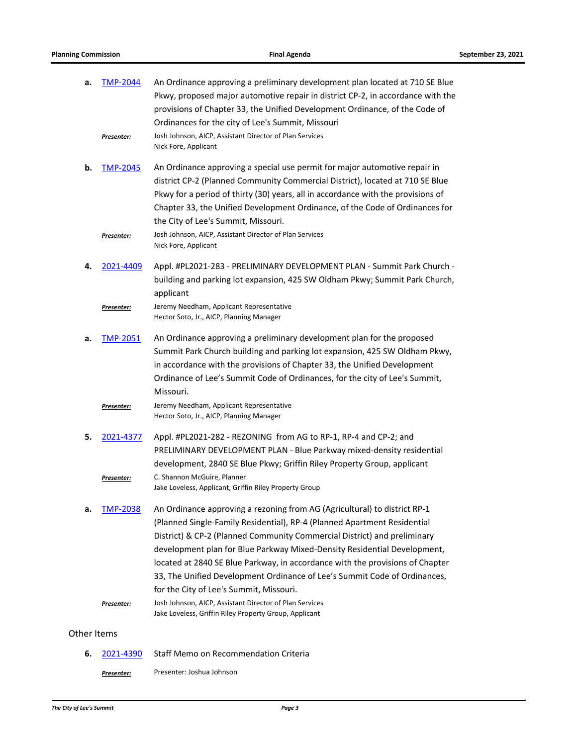**a.** TMP-2044 An Ordinance approving a preliminary development plan located at 710 SE Blue Pkwy, proposed major automotive repair in district CP-2, in accordance with the provisions of Chapter 33, the Unified Development Ordinance, of the Code of Ordinances for the city of Lee's Summit, Missouri

*Presenter:* Josh Johnson, AICP, Assistant Director of Plan Services
Nick Fore, Applicant

**b.** TMP-2045 An Ordinance approving a special use permit for major automotive repair in district CP-2 (Planned Community Commercial District), located at 710 SE Blue Pkwy for a period of thirty (30) years, all in accordance with the provisions of Chapter 33, the Unified Development Ordinance, of the Code of Ordinances for the City of Lee's Summit, Missouri.

*Presenter:* Josh Johnson, AICP, Assistant Director of Plan Services
Nick Fore, Applicant

**4.** 2021-4409 Appl. #PL2021-283 - PRELIMINARY DEVELOPMENT PLAN - Summit Park Church - building and parking lot expansion, 425 SW Oldham Pkwy; Summit Park Church, applicant

*Presenter:* Jeremy Needham, Applicant Representative
Hector Soto, Jr., AICP, Planning Manager

**a.** TMP-2051 An Ordinance approving a preliminary development plan for the proposed Summit Park Church building and parking lot expansion, 425 SW Oldham Pkwy, in accordance with the provisions of Chapter 33, the Unified Development Ordinance of Lee's Summit Code of Ordinances, for the city of Lee's Summit, Missouri.

*Presenter:* Jeremy Needham, Applicant Representative
Hector Soto, Jr., AICP, Planning Manager

**5.** 2021-4377 Appl. #PL2021-282 - REZONING from AG to RP-1, RP-4 and CP-2; and PRELIMINARY DEVELOPMENT PLAN - Blue Parkway mixed-density residential development, 2840 SE Blue Pkwy; Griffin Riley Property Group, applicant

*Presenter:* C. Shannon McGuire, Planner
Jake Loveless, Applicant, Griffin Riley Property Group

**a.** TMP-2038 An Ordinance approving a rezoning from AG (Agricultural) to district RP-1 (Planned Single-Family Residential), RP-4 (Planned Apartment Residential District) & CP-2 (Planned Community Commercial District) and preliminary development plan for Blue Parkway Mixed-Density Residential Development, located at 2840 SE Blue Parkway, in accordance with the provisions of Chapter 33, The Unified Development Ordinance of Lee's Summit Code of Ordinances, for the City of Lee's Summit, Missouri.

*Presenter:* Josh Johnson, AICP, Assistant Director of Plan Services
Jake Loveless, Griffin Riley Property Group, Applicant

## Other Items

**6.** 2021-4390 Staff Memo on Recommendation Criteria

*Presenter:* Presenter: Joshua Johnson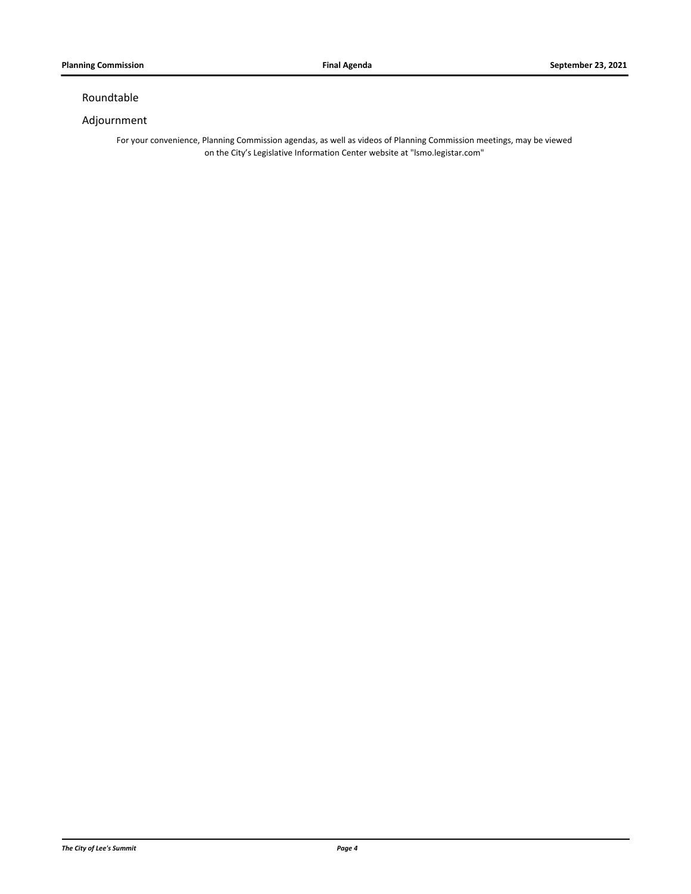## Roundtable

## Adjournment

For your convenience, Planning Commission agendas, as well as videos of Planning Commission meetings, may be viewed on the City's Legislative Information Center website at "lsmo.legistar.com"